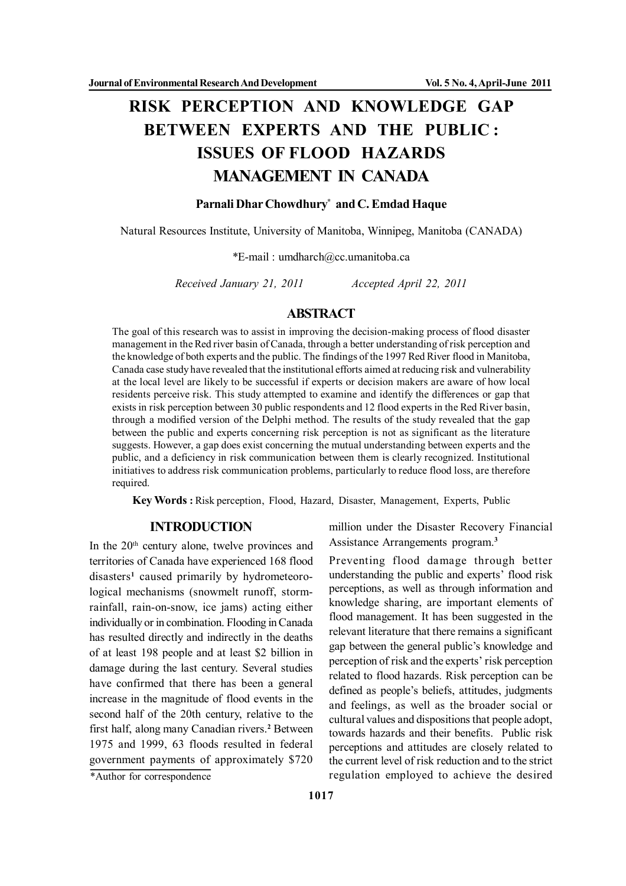# RISK PERCEPTION AND KNOWLEDGE GAP BETWEEN EXPERTS AND THE PUBLIC : ISSUES OF FLOOD HAZARDS MANAGEMENT IN CANADA

**Parnali Dhar Chowdhury*** **and C. Emdad Haque**

Natural Resources Institute, University of Manitoba, Winnipeg, Manitoba (CANADA)

*E-mail : umdharch@cc.umanitoba.ca

*Received January 21, 2011* *Accepted April 22, 2011*

## ABSTRACT

The goal of this research was to assist in improving the decision-making process of flood disaster management in the Red river basin of Canada, through a better understanding of risk perception and the knowledge of both experts and the public. The findings of the 1997 Red River flood in Manitoba, Canada case study have revealed that the institutional efforts aimed at reducing risk and vulnerability at the local level are likely to be successful if experts or decision makers are aware of how local residents perceive risk. This study attempted to examine and identify the differences or gap that exists in risk perception between 30 public respondents and 12 flood experts in the Red River basin, through a modified version of the Delphi method. The results of the study revealed that the gap between the public and experts concerning risk perception is not as significant as the literature suggests. However, a gap does exist concerning the mutual understanding between experts and the public, and a deficiency in risk communication between them is clearly recognized. Institutional initiatives to address risk communication problems, particularly to reduce flood loss, are therefore required.

**Key Words :** Risk perception, Flood, Hazard, Disaster, Management, Experts, Public

## INTRODUCTION

In the 20th century alone, twelve provinces and territories of Canada have experienced 168 flood disasters[1] caused primarily by hydrometeorological mechanisms (snowmelt runoff, storm-rainfall, rain-on-snow, ice jams) acting either individually or in combination. Flooding in Canada has resulted directly and indirectly in the deaths of at least 198 people and at least $2 billion in damage during the last century. Several studies have confirmed that there has been a general increase in the magnitude of flood events in the second half of the 20th century, relative to the first half, along many Canadian rivers.[2] Between 1975 and 1999, 63 floods resulted in federal government payments of approximately $720 million under the Disaster Recovery Financial Assistance Arrangements program.[3]

Preventing flood damage through better understanding the public and experts' flood risk perceptions, as well as through information and knowledge sharing, are important elements of flood management. It has been suggested in the relevant literature that there remains a significant gap between the general public's knowledge and perception of risk and the experts' risk perception related to flood hazards. Risk perception can be defined as people's beliefs, attitudes, judgments and feelings, as well as the broader social or cultural values and dispositions that people adopt, towards hazards and their benefits. Public risk perceptions and attitudes are closely related to the current level of risk reduction and to the strict regulation employed to achieve the desired

*Author for correspondence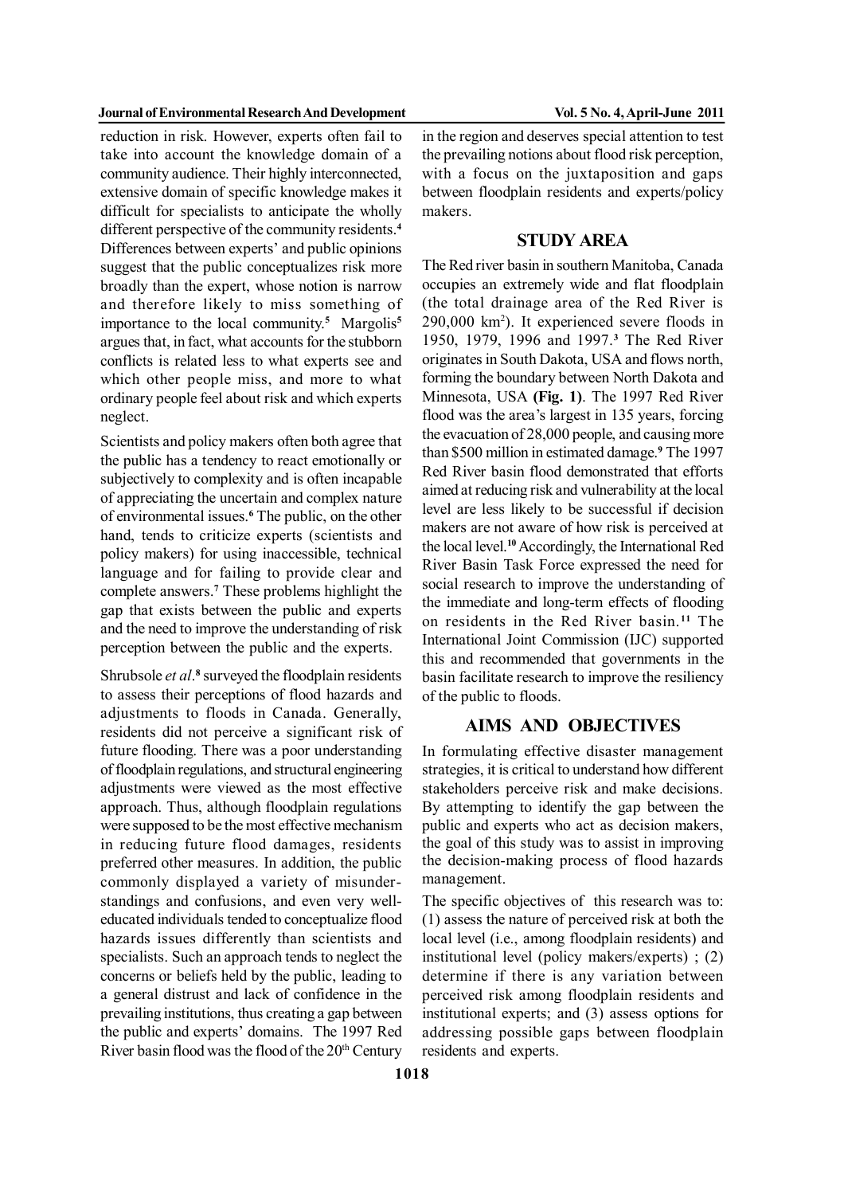reduction in risk. However, experts often fail to take into account the knowledge domain of a community audience. Their highly interconnected, extensive domain of specific knowledge makes it difficult for specialists to anticipate the wholly different perspective of the community residents.[4] Differences between experts' and public opinions suggest that the public conceptualizes risk more broadly than the expert, whose notion is narrow and therefore likely to miss something of importance to the local community.[5] Margolis[5] argues that, in fact, what accounts for the stubborn conflicts is related less to what experts see and which other people miss, and more to what ordinary people feel about risk and which experts neglect.

Scientists and policy makers often both agree that the public has a tendency to react emotionally or subjectively to complexity and is often incapable of appreciating the uncertain and complex nature of environmental issues.[6] The public, on the other hand, tends to criticize experts (scientists and policy makers) for using inaccessible, technical language and for failing to provide clear and complete answers.[7] These problems highlight the gap that exists between the public and experts and the need to improve the understanding of risk perception between the public and the experts.

Shrubsole *et al*.[8] surveyed the floodplain residents to assess their perceptions of flood hazards and adjustments to floods in Canada. Generally, residents did not perceive a significant risk of future flooding. There was a poor understanding of floodplain regulations, and structural engineering adjustments were viewed as the most effective approach. Thus, although floodplain regulations were supposed to be the most effective mechanism in reducing future flood damages, residents preferred other measures. In addition, the public commonly displayed a variety of misunderstandings and confusions, and even very well-educated individuals tended to conceptualize flood hazards issues differently than scientists and specialists. Such an approach tends to neglect the concerns or beliefs held by the public, leading to a general distrust and lack of confidence in the prevailing institutions, thus creating a gap between the public and experts' domains. The 1997 Red River basin flood was the flood of the 20$^{th}$ Century in the region and deserves special attention to test the prevailing notions about flood risk perception, with a focus on the juxtaposition and gaps between floodplain residents and experts/policy makers.

## STUDY AREA

The Red river basin in southern Manitoba, Canada occupies an extremely wide and flat floodplain (the total drainage area of the Red River is 290,000 km$^2$). It experienced severe floods in 1950, 1979, 1996 and 1997.[3] The Red River originates in South Dakota, USA and flows north, forming the boundary between North Dakota and Minnesota, USA **(Fig. 1)**. The 1997 Red River flood was the area's largest in 135 years, forcing the evacuation of 28,000 people, and causing more than $500 million in estimated damage.[9] The 1997 Red River basin flood demonstrated that efforts aimed at reducing risk and vulnerability at the local level are less likely to be successful if decision makers are not aware of how risk is perceived at the local level.[10] Accordingly, the International Red River Basin Task Force expressed the need for social research to improve the understanding of the immediate and long-term effects of flooding on residents in the Red River basin.[11] The International Joint Commission (IJC) supported this and recommended that governments in the basin facilitate research to improve the resiliency of the public to floods.

## AIMS AND OBJECTIVES

In formulating effective disaster management strategies, it is critical to understand how different stakeholders perceive risk and make decisions. By attempting to identify the gap between the public and experts who act as decision makers, the goal of this study was to assist in improving the decision-making process of flood hazards management.

The specific objectives of this research was to: (1) assess the nature of perceived risk at both the local level (i.e., among floodplain residents) and institutional level (policy makers/experts) ; (2) determine if there is any variation between perceived risk among floodplain residents and institutional experts; and (3) assess options for addressing possible gaps between floodplain residents and experts.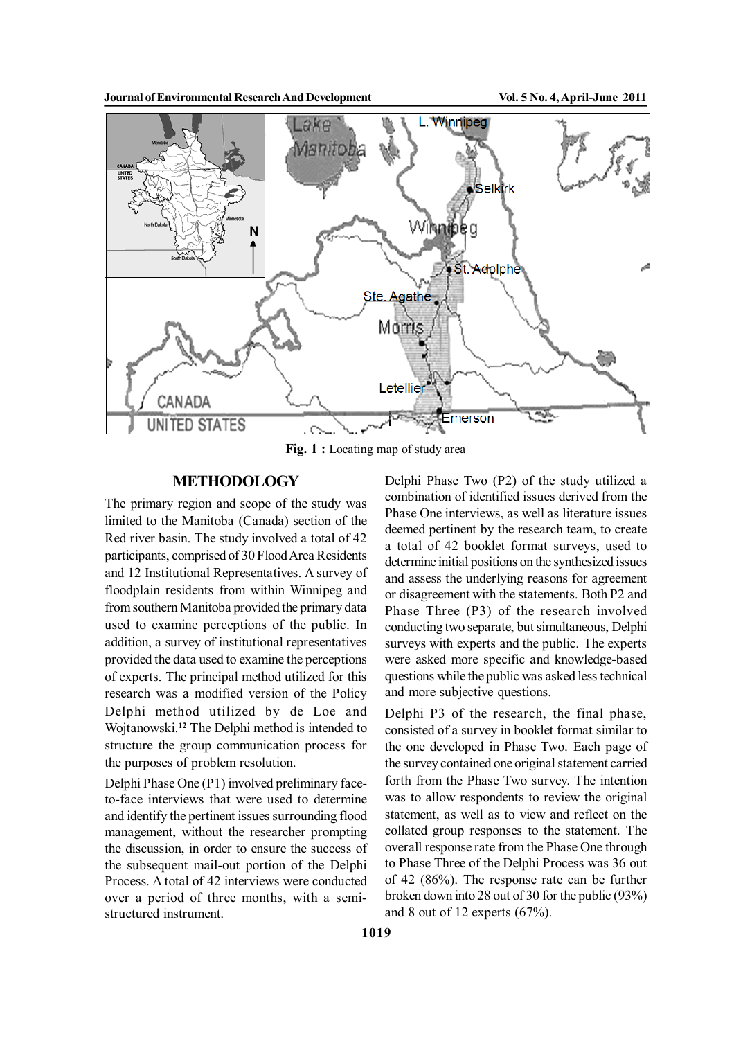Fig. 1 : Locating map of study area

## METHODOLOGY

The primary region and scope of the study was limited to the Manitoba (Canada) section of the Red river basin. The study involved a total of 42 participants, comprised of 30 Flood Area Residents and 12 Institutional Representatives. A survey of floodplain residents from within Winnipeg and from southern Manitoba provided the primary data used to examine perceptions of the public. In addition, a survey of institutional representatives provided the data used to examine the perceptions of experts. The principal method utilized for this research was a modified version of the Policy Delphi method utilized by de Loe and Wojtanowski.[12] The Delphi method is intended to structure the group communication process for the purposes of problem resolution.

Delphi Phase One (P1) involved preliminary face-to-face interviews that were used to determine and identify the pertinent issues surrounding flood management, without the researcher prompting the discussion, in order to ensure the success of the subsequent mail-out portion of the Delphi Process. A total of 42 interviews were conducted over a period of three months, with a semi-structured instrument.

Delphi Phase Two (P2) of the study utilized a combination of identified issues derived from the Phase One interviews, as well as literature issues deemed pertinent by the research team, to create a total of 42 booklet format surveys, used to determine initial positions on the synthesized issues and assess the underlying reasons for agreement or disagreement with the statements. Both P2 and Phase Three (P3) of the research involved conducting two separate, but simultaneous, Delphi surveys with experts and the public. The experts were asked more specific and knowledge-based questions while the public was asked less technical and more subjective questions.

Delphi P3 of the research, the final phase, consisted of a survey in booklet format similar to the one developed in Phase Two. Each page of the survey contained one original statement carried forth from the Phase Two survey. The intention was to allow respondents to review the original statement, as well as to view and reflect on the collated group responses to the statement. The overall response rate from the Phase One through to Phase Three of the Delphi Process was 36 out of 42 (86%). The response rate can be further broken down into 28 out of 30 for the public (93%) and 8 out of 12 experts (67%).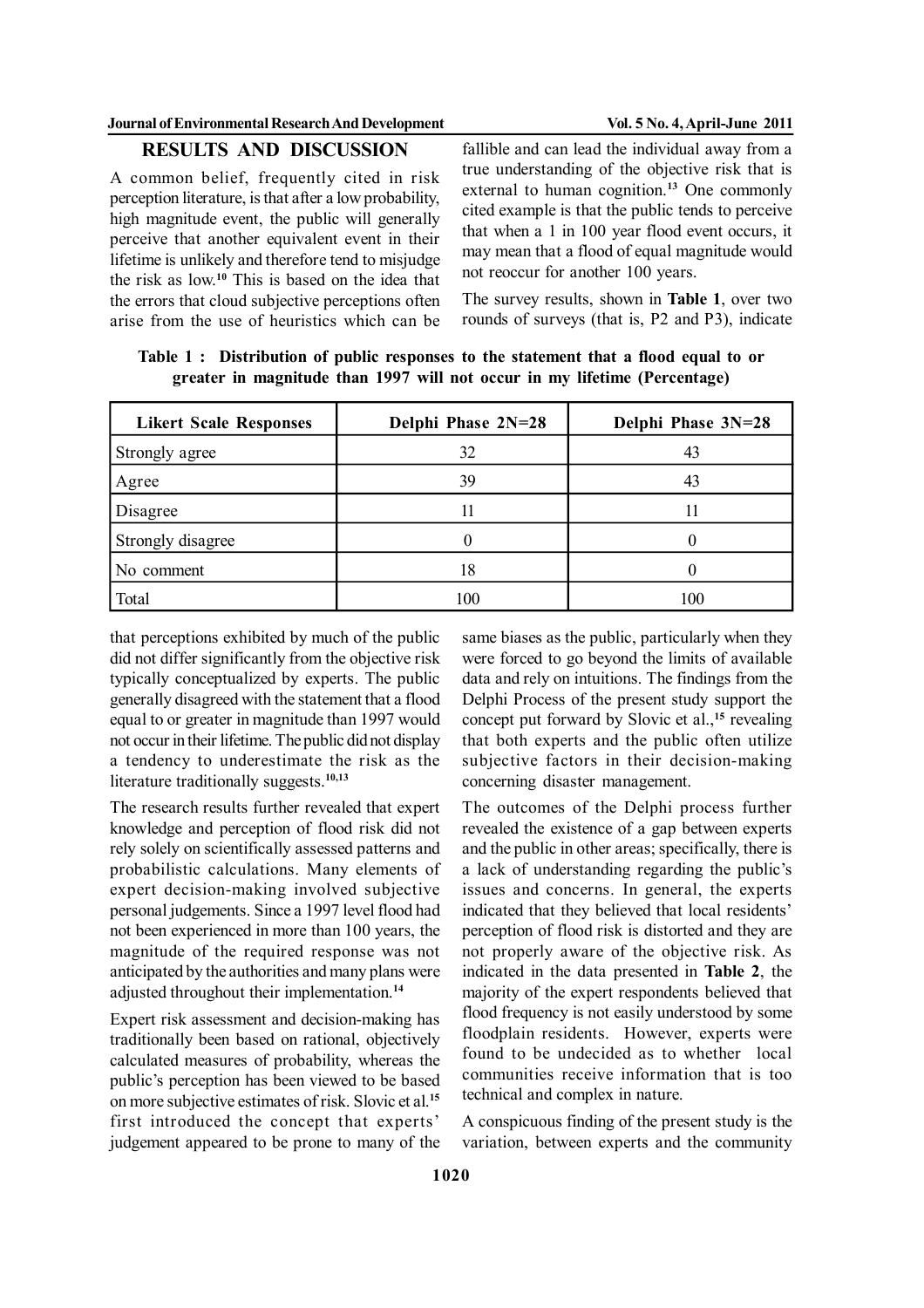## RESULTS AND DISCUSSION

A common belief, frequently cited in risk perception literature, is that after a low probability, high magnitude event, the public will generally perceive that another equivalent event in their lifetime is unlikely and therefore tend to misjudge the risk as low.[10] This is based on the idea that the errors that cloud subjective perceptions often arise from the use of heuristics which can be fallible and can lead the individual away from a true understanding of the objective risk that is external to human cognition.[13] One commonly cited example is that the public tends to perceive that when a 1 in 100 year flood event occurs, it may mean that a flood of equal magnitude would not reoccur for another 100 years.

The survey results, shown in **Table 1**, over two rounds of surveys (that is, P2 and P3), indicate that perceptions exhibited by much of the public did not differ significantly from the objective risk typically conceptualized by experts. The public generally disagreed with the statement that a flood equal to or greater in magnitude than 1997 would not occur in their lifetime. The public did not display a tendency to underestimate the risk as the literature traditionally suggests.[10,13]

**Table 1 : Distribution of public responses to the statement that a flood equal to or greater in magnitude than 1997 will not occur in my lifetime (Percentage)**

| Likert Scale Responses | Delphi Phase 2N=28 | Delphi Phase 3N=28 |
|---|---|---|
| Strongly agree | 32 | 43 |
| Agree | 39 | 43 |
| Disagree | 11 | 11 |
| Strongly disagree | 0 | 0 |
| No comment | 18 | 0 |
| Total | 100 | 100 |

The research results further revealed that expert knowledge and perception of flood risk did not rely solely on scientifically assessed patterns and probabilistic calculations. Many elements of expert decision-making involved subjective personal judgements. Since a 1997 level flood had not been experienced in more than 100 years, the magnitude of the required response was not anticipated by the authorities and many plans were adjusted throughout their implementation.[14]

Expert risk assessment and decision-making has traditionally been based on rational, objectively calculated measures of probability, whereas the public's perception has been viewed to be based on more subjective estimates of risk. Slovic et al.[15] first introduced the concept that experts' judgement appeared to be prone to many of the same biases as the public, particularly when they were forced to go beyond the limits of available data and rely on intuitions. The findings from the Delphi Process of the present study support the concept put forward by Slovic et al.,[15] revealing that both experts and the public often utilize subjective factors in their decision-making concerning disaster management.

The outcomes of the Delphi process further revealed the existence of a gap between experts and the public in other areas; specifically, there is a lack of understanding regarding the public's issues and concerns. In general, the experts indicated that they believed that local residents' perception of flood risk is distorted and they are not properly aware of the objective risk. As indicated in the data presented in **Table 2**, the majority of the expert respondents believed that flood frequency is not easily understood by some floodplain residents. However, experts were found to be undecided as to whether local communities receive information that is too technical and complex in nature.

A conspicuous finding of the present study is the variation, between experts and the community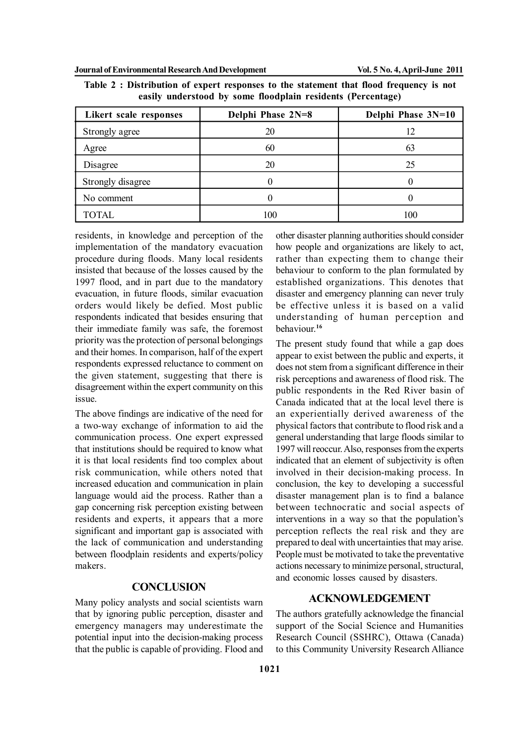Table 2 : Distribution of expert responses to the statement that flood frequency is not easily understood by some floodplain residents (Percentage)

| Likert scale responses | Delphi Phase 2N=8 | Delphi Phase 3N=10 |
|---|---|---|
| Strongly agree | 20 | 12 |
| Agree | 60 | 63 |
| Disagree | 20 | 25 |
| Strongly disagree | 0 | 0 |
| No comment | 0 | 0 |
| TOTAL | 100 | 100 |

residents, in knowledge and perception of the implementation of the mandatory evacuation procedure during floods. Many local residents insisted that because of the losses caused by the 1997 flood, and in part due to the mandatory evacuation, in future floods, similar evacuation orders would likely be defied. Most public respondents indicated that besides ensuring that their immediate family was safe, the foremost priority was the protection of personal belongings and their homes. In comparison, half of the expert respondents expressed reluctance to comment on the given statement, suggesting that there is disagreement within the expert community on this issue.

The above findings are indicative of the need for a two-way exchange of information to aid the communication process. One expert expressed that institutions should be required to know what it is that local residents find too complex about risk communication, while others noted that increased education and communication in plain language would aid the process. Rather than a gap concerning risk perception existing between residents and experts, it appears that a more significant and important gap is associated with the lack of communication and understanding between floodplain residents and experts/policy makers.

## CONCLUSION

Many policy analysts and social scientists warn that by ignoring public perception, disaster and emergency managers may underestimate the potential input into the decision-making process that the public is capable of providing. Flood and other disaster planning authorities should consider how people and organizations are likely to act, rather than expecting them to change their behaviour to conform to the plan formulated by established organizations. This denotes that disaster and emergency planning can never truly be effective unless it is based on a valid understanding of human perception and behaviour.[16]

The present study found that while a gap does appear to exist between the public and experts, it does not stem from a significant difference in their risk perceptions and awareness of flood risk. The public respondents in the Red River basin of Canada indicated that at the local level there is an experientially derived awareness of the physical factors that contribute to flood risk and a general understanding that large floods similar to 1997 will reoccur. Also, responses from the experts indicated that an element of subjectivity is often involved in their decision-making process. In conclusion, the key to developing a successful disaster management plan is to find a balance between technocratic and social aspects of interventions in a way so that the population's perception reflects the real risk and they are prepared to deal with uncertainties that may arise. People must be motivated to take the preventative actions necessary to minimize personal, structural, and economic losses caused by disasters.

## ACKNOWLEDGEMENT

The authors gratefully acknowledge the financial support of the Social Science and Humanities Research Council (SSHRC), Ottawa (Canada) to this Community University Research Alliance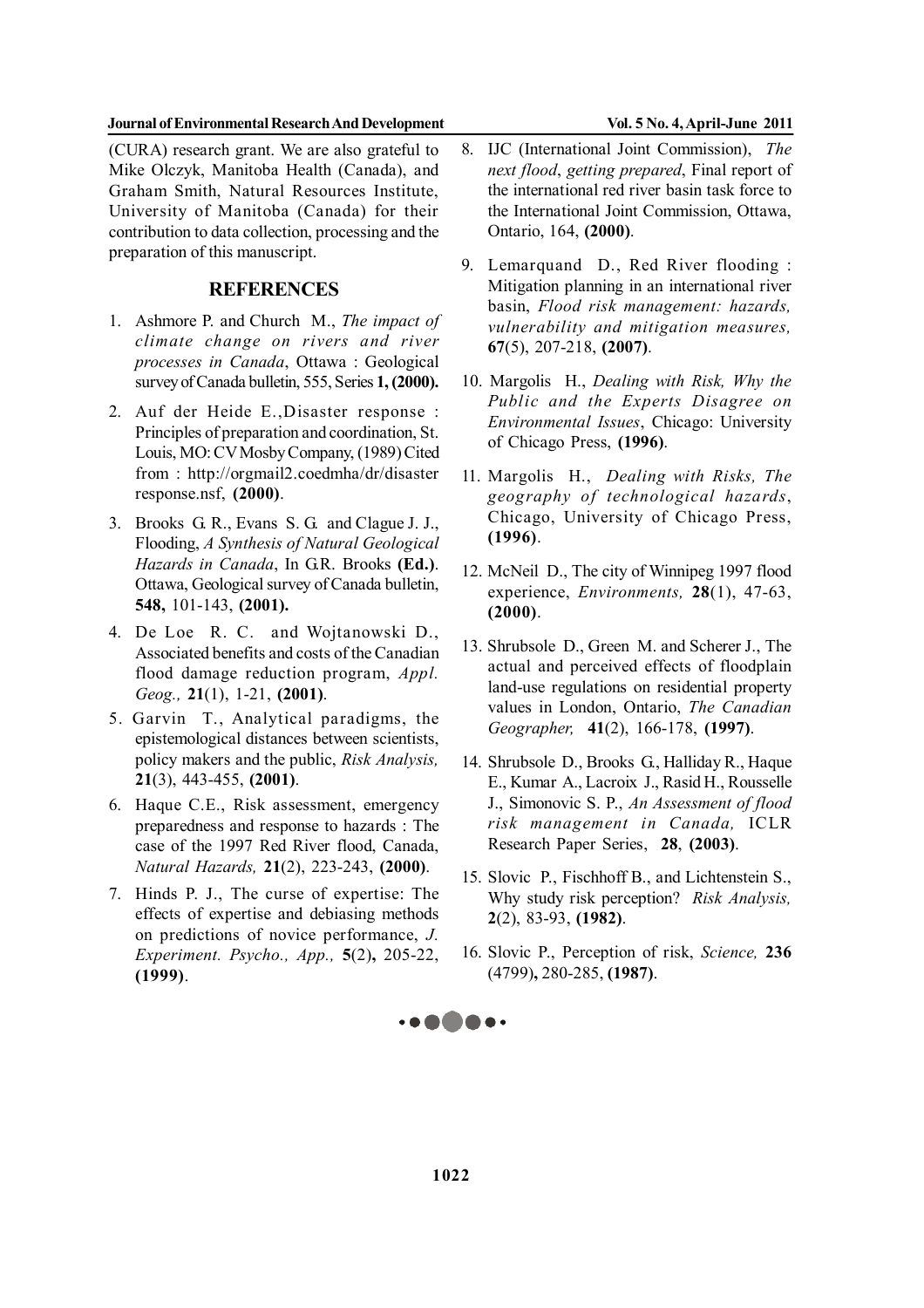(CURA) research grant. We are also grateful to Mike Olczyk, Manitoba Health (Canada), and Graham Smith, Natural Resources Institute, University of Manitoba (Canada) for their contribution to data collection, processing and the preparation of this manuscript.

## REFERENCES

1. Ashmore P. and Church M., *The impact of climate change on rivers and river processes in Canada*, Ottawa : Geological survey of Canada bulletin, 555, Series **1, (2000).**
2. Auf der Heide E.,Disaster response : Principles of preparation and coordination, St. Louis, MO: CV Mosby Company, (1989) Cited from : http://orgmail2.coedmha/dr/disaster response.nsf, **(2000)**.
3. Brooks G. R., Evans S. G. and Clague J. J., Flooding, *A Synthesis of Natural Geological Hazards in Canada*, In G.R. Brooks **(Ed.)**. Ottawa, Geological survey of Canada bulletin, **548,** 101-143, **(2001).**
4. De Loe R. C. and Wojtanowski D., Associated benefits and costs of the Canadian flood damage reduction program, *Appl. Geog.,* **21**(1), 1-21, **(2001)**.
5. Garvin T., Analytical paradigms, the epistemological distances between scientists, policy makers and the public, *Risk Analysis,* **21**(3), 443-455, **(2001)**.
6. Haque C.E., Risk assessment, emergency preparedness and response to hazards : The case of the 1997 Red River flood, Canada, *Natural Hazards,* **21**(2), 223-243, **(2000)**.
7. Hinds P. J., The curse of expertise: The effects of expertise and debiasing methods on predictions of novice performance, *J. Experiment. Psycho., App.,* **5**(2)**,** 205-22, **(1999)**.
8. IJC (International Joint Commission), *The next flood*, *getting prepared*, Final report of the international red river basin task force to the International Joint Commission, Ottawa, Ontario, 164, **(2000)**.
9. Lemarquand D., Red River flooding : Mitigation planning in an international river basin, *Flood risk management: hazards, vulnerability and mitigation measures,* **67**(5), 207-218, **(2007)**.
10. Margolis H., *Dealing with Risk, Why the Public and the Experts Disagree on Environmental Issues*, Chicago: University of Chicago Press, **(1996)**.
11. Margolis H., *Dealing with Risks, The geography of technological hazards*, Chicago, University of Chicago Press, **(1996)**.
12. McNeil D., The city of Winnipeg 1997 flood experience, *Environments,* **28**(1), 47-63, **(2000)**.
13. Shrubsole D., Green M. and Scherer J., The actual and perceived effects of floodplain land-use regulations on residential property values in London, Ontario, *The Canadian Geographer,* **41**(2), 166-178, **(1997)**.
14. Shrubsole D., Brooks G., Halliday R., Haque E., Kumar A., Lacroix J., Rasid H., Rousselle J., Simonovic S. P., *An Assessment of flood risk management in Canada,* ICLR Research Paper Series, **28**, **(2003)**.
15. Slovic P., Fischhoff B., and Lichtenstein S., Why study risk perception? *Risk Analysis,* **2**(2), 83-93, **(1982)**.
16. Slovic P., Perception of risk, *Science,* **236** (4799)**,** 280-285, **(1987)**.